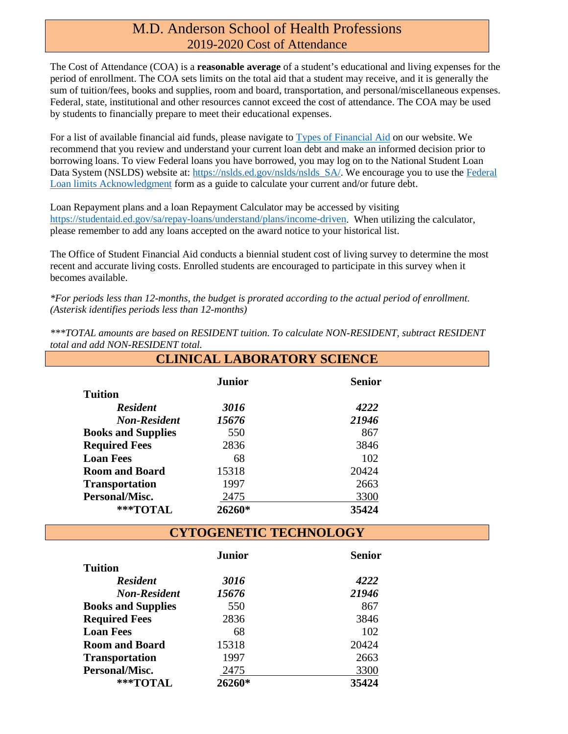# M.D. Anderson School of Health Professions
## 2019-2020 Cost of Attendance

The Cost of Attendance (COA) is a **reasonable average** of a student's educational and living expenses for the period of enrollment. The COA sets limits on the total aid that a student may receive, and it is generally the sum of tuition/fees, books and supplies, room and board, transportation, and personal/miscellaneous expenses. Federal, state, institutional and other resources cannot exceed the cost of attendance. The COA may be used by students to financially prepare to meet their educational expenses.

For a list of available financial aid funds, please navigate to Types of Financial Aid on our website. We recommend that you review and understand your current loan debt and make an informed decision prior to borrowing loans. To view Federal loans you have borrowed, you may log on to the National Student Loan Data System (NSLDS) website at: https://nslds.ed.gov/nslds/nslds_SA/. We encourage you to use the Federal Loan limits Acknowledgment form as a guide to calculate your current and/or future debt.

Loan Repayment plans and a loan Repayment Calculator may be accessed by visiting https://studentaid.ed.gov/sa/repay-loans/understand/plans/income-driven. When utilizing the calculator, please remember to add any loans accepted on the award notice to your historical list.

The Office of Student Financial Aid conducts a biennial student cost of living survey to determine the most recent and accurate living costs. Enrolled students are encouraged to participate in this survey when it becomes available.

*\*For periods less than 12-months, the budget is prorated according to the actual period of enrollment. (Asterisk identifies periods less than 12-months)*

*\*\*\*TOTAL amounts are based on RESIDENT tuition. To calculate NON-RESIDENT, subtract RESIDENT total and add NON-RESIDENT total.*

## CLINICAL LABORATORY SCIENCE

| | Junior | Senior |
|---|---|---|
| **Tuition** | | |
| ***Resident*** | ***3016*** | ***4222*** |
| ***Non-Resident*** | ***15676*** | ***21946*** |
| **Books and Supplies** | 550 | 867 |
| **Required Fees** | 2836 | 3846 |
| **Loan Fees** | 68 | 102 |
| **Room and Board** | 15318 | 20424 |
| **Transportation** | 1997 | 2663 |
| **Personal/Misc.** | 2475 | 3300 |
| **\*\*\*TOTAL** | **26260\*** | **35424** |

## CYTOGENETIC TECHNOLOGY

| | Junior | Senior |
|---|---|---|
| **Tuition** | | |
| ***Resident*** | ***3016*** | ***4222*** |
| ***Non-Resident*** | ***15676*** | ***21946*** |
| **Books and Supplies** | 550 | 867 |
| **Required Fees** | 2836 | 3846 |
| **Loan Fees** | 68 | 102 |
| **Room and Board** | 15318 | 20424 |
| **Transportation** | 1997 | 2663 |
| **Personal/Misc.** | 2475 | 3300 |
| **\*\*\*TOTAL** | **26260\*** | **35424** |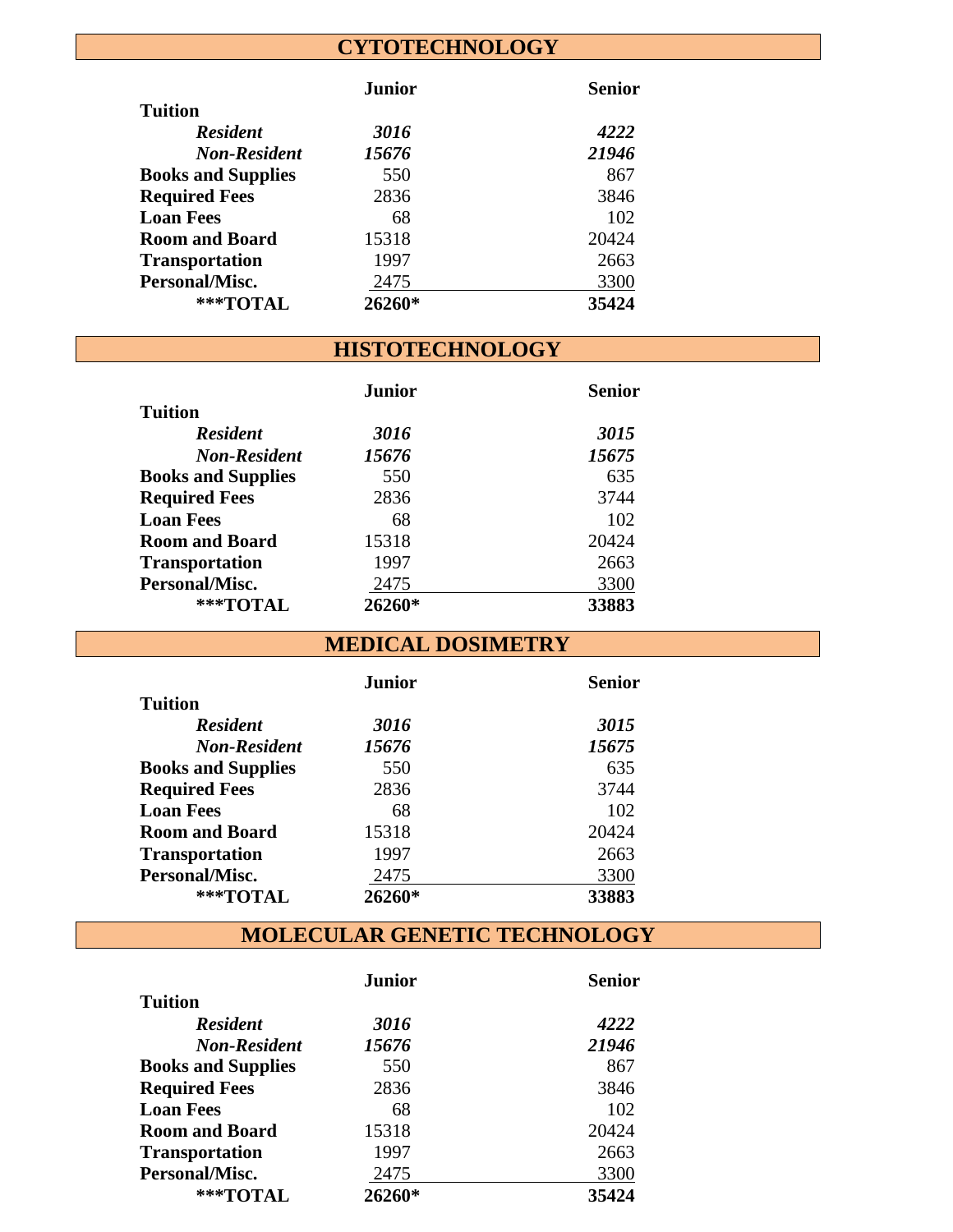## CYTOTECHNOLOGY

| | Junior | Senior |
|---|---|---|
| **Tuition** | | |
| ***Resident*** | ***3016*** | ***4222*** |
| ***Non-Resident*** | ***15676*** | ***21946*** |
| **Books and Supplies** | 550 | 867 |
| **Required Fees** | 2836 | 3846 |
| **Loan Fees** | 68 | 102 |
| **Room and Board** | 15318 | 20424 |
| **Transportation** | 1997 | 2663 |
| **Personal/Misc.** | 2475 | 3300 |
| **\*\*\*TOTAL** | **26260\*** | **35424** |

## HISTOTECHNOLOGY

| | Junior | Senior |
|---|---|---|
| **Tuition** | | |
| ***Resident*** | ***3016*** | ***3015*** |
| ***Non-Resident*** | ***15676*** | ***15675*** |
| **Books and Supplies** | 550 | 635 |
| **Required Fees** | 2836 | 3744 |
| **Loan Fees** | 68 | 102 |
| **Room and Board** | 15318 | 20424 |
| **Transportation** | 1997 | 2663 |
| **Personal/Misc.** | 2475 | 3300 |
| **\*\*\*TOTAL** | **26260\*** | **33883** |

## MEDICAL DOSIMETRY

| | Junior | Senior |
|---|---|---|
| **Tuition** | | |
| ***Resident*** | ***3016*** | ***3015*** |
| ***Non-Resident*** | ***15676*** | ***15675*** |
| **Books and Supplies** | 550 | 635 |
| **Required Fees** | 2836 | 3744 |
| **Loan Fees** | 68 | 102 |
| **Room and Board** | 15318 | 20424 |
| **Transportation** | 1997 | 2663 |
| **Personal/Misc.** | 2475 | 3300 |
| **\*\*\*TOTAL** | **26260\*** | **33883** |

## MOLECULAR GENETIC TECHNOLOGY

| | Junior | Senior |
|---|---|---|
| **Tuition** | | |
| ***Resident*** | ***3016*** | ***4222*** |
| ***Non-Resident*** | ***15676*** | ***21946*** |
| **Books and Supplies** | 550 | 867 |
| **Required Fees** | 2836 | 3846 |
| **Loan Fees** | 68 | 102 |
| **Room and Board** | 15318 | 20424 |
| **Transportation** | 1997 | 2663 |
| **Personal/Misc.** | 2475 | 3300 |
| **\*\*\*TOTAL** | **26260\*** | **35424** |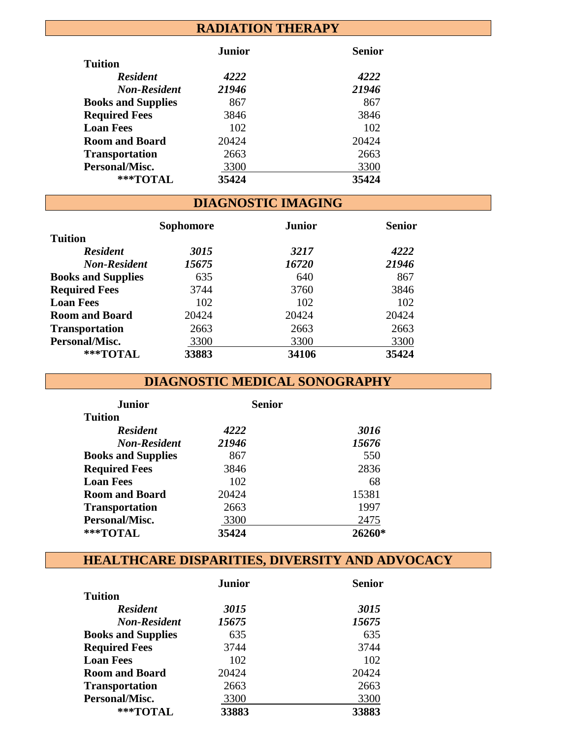## RADIATION THERAPY

| | Junior | Senior |
|---|---|---|
| **Tuition** | | |
| ***Resident*** | ***4222*** | ***4222*** |
| ***Non-Resident*** | ***21946*** | ***21946*** |
| **Books and Supplies** | 867 | 867 |
| **Required Fees** | 3846 | 3846 |
| **Loan Fees** | 102 | 102 |
| **Room and Board** | 20424 | 20424 |
| **Transportation** | 2663 | 2663 |
| **Personal/Misc.** | 3300 | 3300 |
| **\*\*\*TOTAL** | **35424** | **35424** |

## DIAGNOSTIC IMAGING

| | Sophomore | Junior | Senior |
|---|---|---|---|
| **Tuition** | | | |
| ***Resident*** | ***3015*** | ***3217*** | ***4222*** |
| ***Non-Resident*** | ***15675*** | ***16720*** | ***21946*** |
| **Books and Supplies** | 635 | 640 | 867 |
| **Required Fees** | 3744 | 3760 | 3846 |
| **Loan Fees** | 102 | 102 | 102 |
| **Room and Board** | 20424 | 20424 | 20424 |
| **Transportation** | 2663 | 2663 | 2663 |
| **Personal/Misc.** | 3300 | 3300 | 3300 |
| **\*\*\*TOTAL** | **33883** | **34106** | **35424** |

## DIAGNOSTIC MEDICAL SONOGRAPHY

| | Junior | Senior |
|---|---|---|
| **Tuition** | | |
| ***Resident*** | ***4222*** | ***3016*** |
| ***Non-Resident*** | ***21946*** | ***15676*** |
| **Books and Supplies** | 867 | 550 |
| **Required Fees** | 3846 | 2836 |
| **Loan Fees** | 102 | 68 |
| **Room and Board** | 20424 | 15381 |
| **Transportation** | 2663 | 1997 |
| **Personal/Misc.** | 3300 | 2475 |
| **\*\*\*TOTAL** | **35424** | **26260\*** |

## HEALTHCARE DISPARITIES, DIVERSITY AND ADVOCACY

| | Junior | Senior |
|---|---|---|
| **Tuition** | | |
| ***Resident*** | ***3015*** | ***3015*** |
| ***Non-Resident*** | ***15675*** | ***15675*** |
| **Books and Supplies** | 635 | 635 |
| **Required Fees** | 3744 | 3744 |
| **Loan Fees** | 102 | 102 |
| **Room and Board** | 20424 | 20424 |
| **Transportation** | 2663 | 2663 |
| **Personal/Misc.** | 3300 | 3300 |
| **\*\*\*TOTAL** | **33883** | **33883** |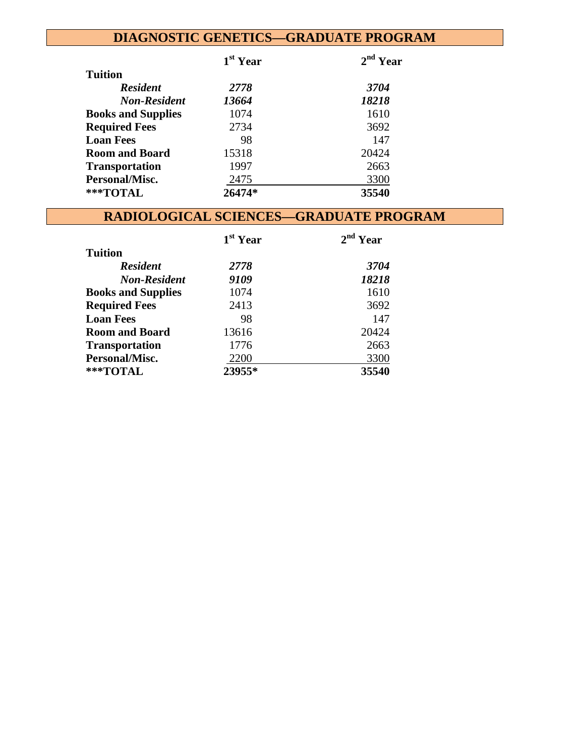## DIAGNOSTIC GENETICS—GRADUATE PROGRAM

| | 1st Year | 2nd Year |
|---|---|---|
| **Tuition** | | |
| ***Resident*** | ***2778*** | ***3704*** |
| ***Non-Resident*** | ***13664*** | ***18218*** |
| **Books and Supplies** | 1074 | 1610 |
| **Required Fees** | 2734 | 3692 |
| **Loan Fees** | 98 | 147 |
| **Room and Board** | 15318 | 20424 |
| **Transportation** | 1997 | 2663 |
| **Personal/Misc.** | 2475 | 3300 |
| **\*\*\*TOTAL** | **26474\*** | **35540** |

## RADIOLOGICAL SCIENCES—GRADUATE PROGRAM

| | 1st Year | 2nd Year |
|---|---|---|
| **Tuition** | | |
| ***Resident*** | ***2778*** | ***3704*** |
| ***Non-Resident*** | ***9109*** | ***18218*** |
| **Books and Supplies** | 1074 | 1610 |
| **Required Fees** | 2413 | 3692 |
| **Loan Fees** | 98 | 147 |
| **Room and Board** | 13616 | 20424 |
| **Transportation** | 1776 | 2663 |
| **Personal/Misc.** | 2200 | 3300 |
| **\*\*\*TOTAL** | **23955\*** | **35540** |